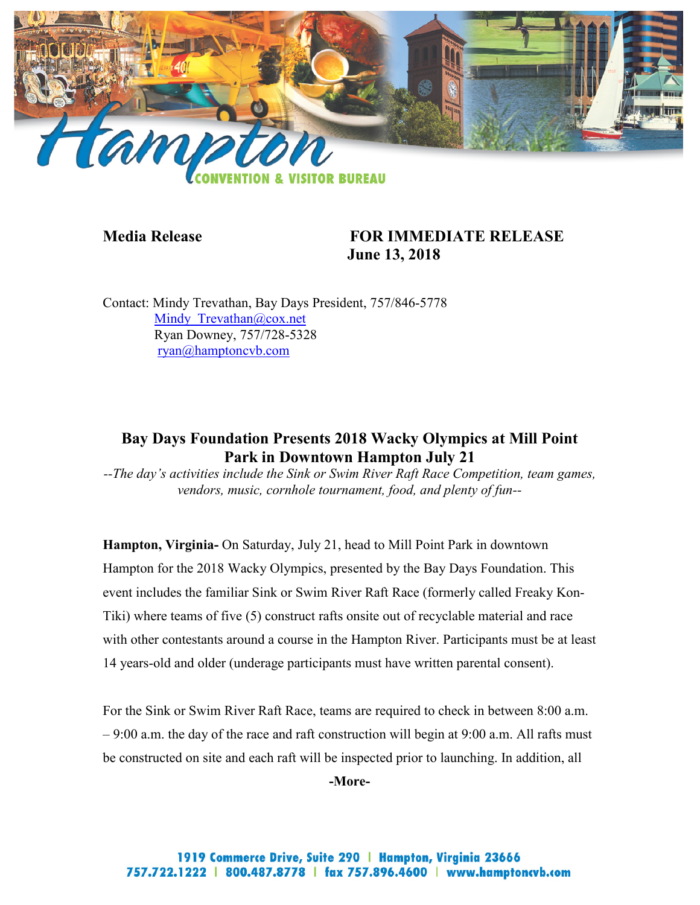**Media Release** **FOR IMMEDIATE RELEASE**
**June 13, 2018**

Contact: Mindy Trevathan, Bay Days President, 757/846-5778
Mindy_Trevathan@cox.net
Ryan Downey, 757/728-5328
ryan@hamptoncvb.com

## Bay Days Foundation Presents 2018 Wacky Olympics at Mill Point Park in Downtown Hampton July 21

*--The day's activities include the Sink or Swim River Raft Race Competition, team games, vendors, music, cornhole tournament, food, and plenty of fun--*

**Hampton, Virginia-** On Saturday, July 21, head to Mill Point Park in downtown Hampton for the 2018 Wacky Olympics, presented by the Bay Days Foundation. This event includes the familiar Sink or Swim River Raft Race (formerly called Freaky Kon-Tiki) where teams of five (5) construct rafts onsite out of recyclable material and race with other contestants around a course in the Hampton River. Participants must be at least 14 years-old and older (underage participants must have written parental consent).

For the Sink or Swim River Raft Race, teams are required to check in between 8:00 a.m. – 9:00 a.m. the day of the race and raft construction will begin at 9:00 a.m. All rafts must be constructed on site and each raft will be inspected prior to launching. In addition, all

**-More-**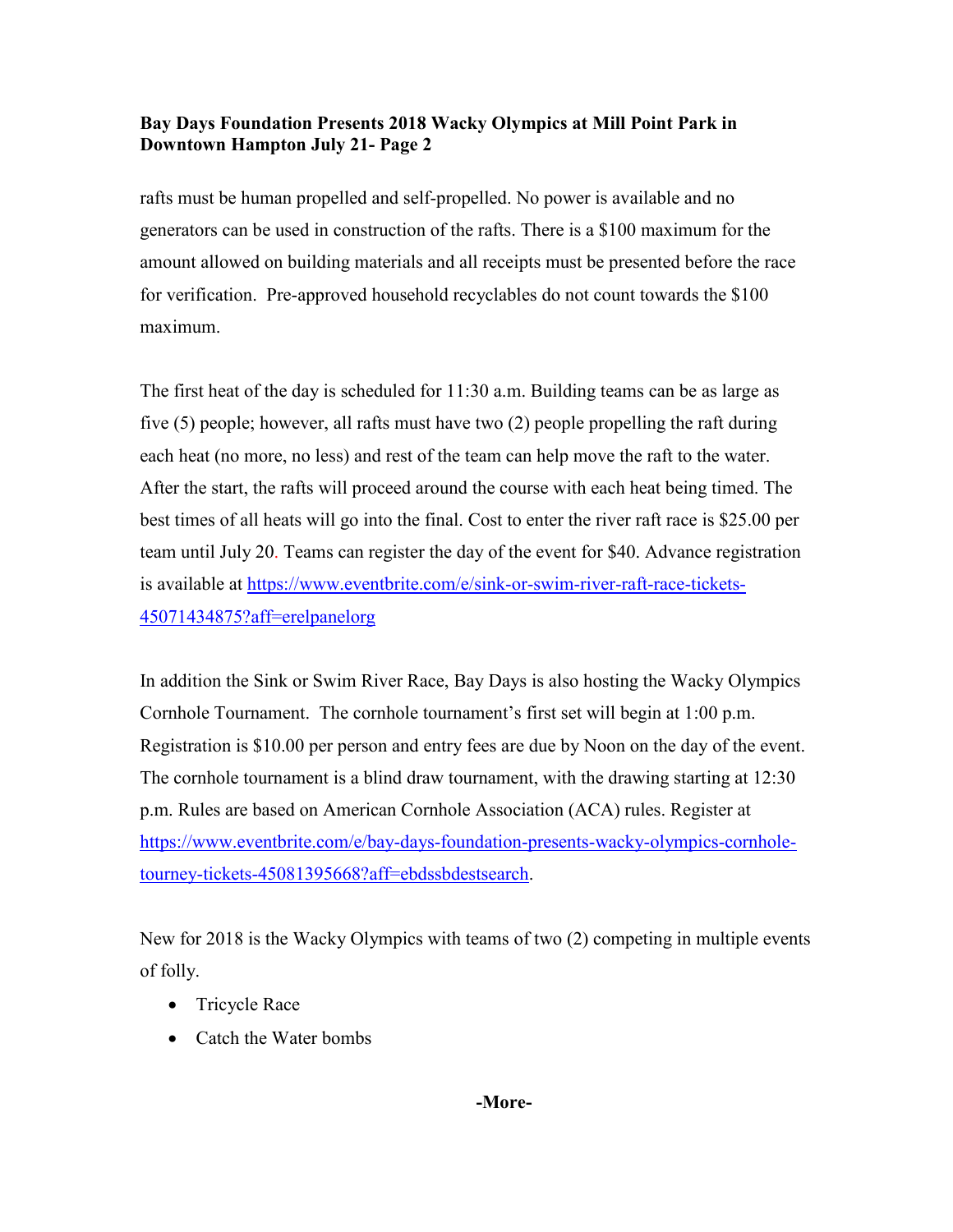rafts must be human propelled and self-propelled. No power is available and no generators can be used in construction of the rafts. There is a $100 maximum for the amount allowed on building materials and all receipts must be presented before the race for verification. Pre-approved household recyclables do not count towards the $100 maximum.

The first heat of the day is scheduled for 11:30 a.m. Building teams can be as large as five (5) people; however, all rafts must have two (2) people propelling the raft during each heat (no more, no less) and rest of the team can help move the raft to the water. After the start, the rafts will proceed around the course with each heat being timed. The best times of all heats will go into the final. Cost to enter the river raft race is $25.00 per team until July 20. Teams can register the day of the event for $40. Advance registration is available at [https://www.eventbrite.com/e/sink-or-swim-river-raft-race-tickets-45071434875?aff=erelpanelorg](https://www.eventbrite.com/e/sink-or-swim-river-raft-race-tickets-45071434875?aff=erelpanelorg)

In addition the Sink or Swim River Race, Bay Days is also hosting the Wacky Olympics Cornhole Tournament. The cornhole tournament's first set will begin at 1:00 p.m. Registration is $10.00 per person and entry fees are due by Noon on the day of the event. The cornhole tournament is a blind draw tournament, with the drawing starting at 12:30 p.m. Rules are based on American Cornhole Association (ACA) rules. Register at [https://www.eventbrite.com/e/bay-days-foundation-presents-wacky-olympics-cornhole-tourney-tickets-45081395668?aff=ebdssbdestsearch](https://www.eventbrite.com/e/bay-days-foundation-presents-wacky-olympics-cornhole-tourney-tickets-45081395668?aff=ebdssbdestsearch).

New for 2018 is the Wacky Olympics with teams of two (2) competing in multiple events of folly.

- Tricycle Race
- Catch the Water bombs

-More-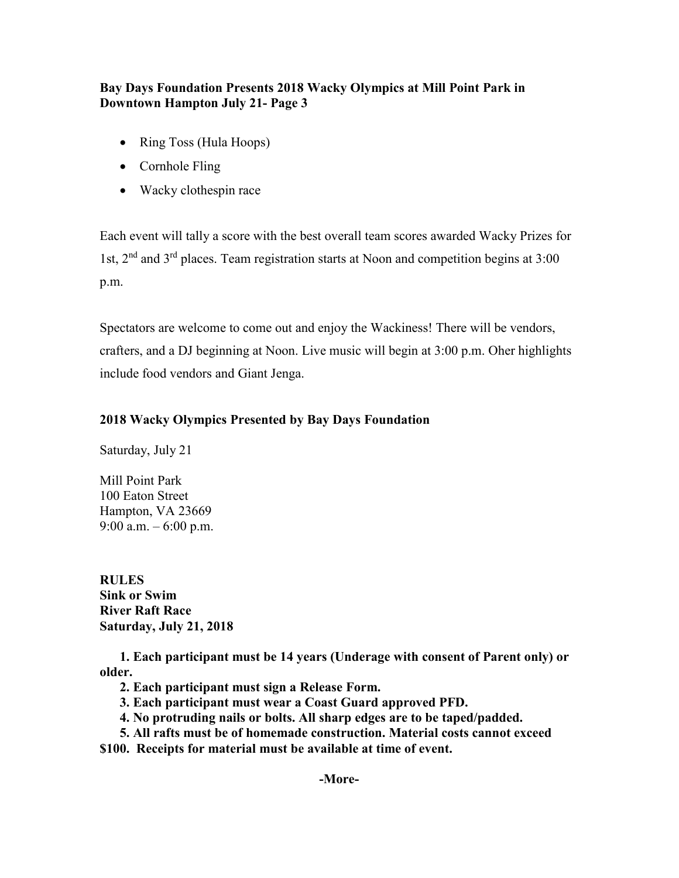**Bay Days Foundation Presents 2018 Wacky Olympics at Mill Point Park in Downtown Hampton July 21- Page 3**

- Ring Toss (Hula Hoops)
- Cornhole Fling
- Wacky clothespin race

Each event will tally a score with the best overall team scores awarded Wacky Prizes for 1st, 2nd and 3rd places. Team registration starts at Noon and competition begins at 3:00 p.m.

Spectators are welcome to come out and enjoy the Wackiness! There will be vendors, crafters, and a DJ beginning at Noon. Live music will begin at 3:00 p.m. Oher highlights include food vendors and Giant Jenga.

**2018 Wacky Olympics Presented by Bay Days Foundation**

Saturday, July 21

Mill Point Park
100 Eaton Street
Hampton, VA 23669
9:00 a.m. – 6:00 p.m.

**RULES**
**Sink or Swim**
**River Raft Race**
**Saturday, July 21, 2018**

1. **Each participant must be 14 years (Underage with consent of Parent only) or older.**
2. **Each participant must sign a Release Form.**
3. **Each participant must wear a Coast Guard approved PFD.**
4. **No protruding nails or bolts. All sharp edges are to be taped/padded.**
5. **All rafts must be of homemade construction. Material costs cannot exceed $100. Receipts for material must be available at time of event.**

**-More-**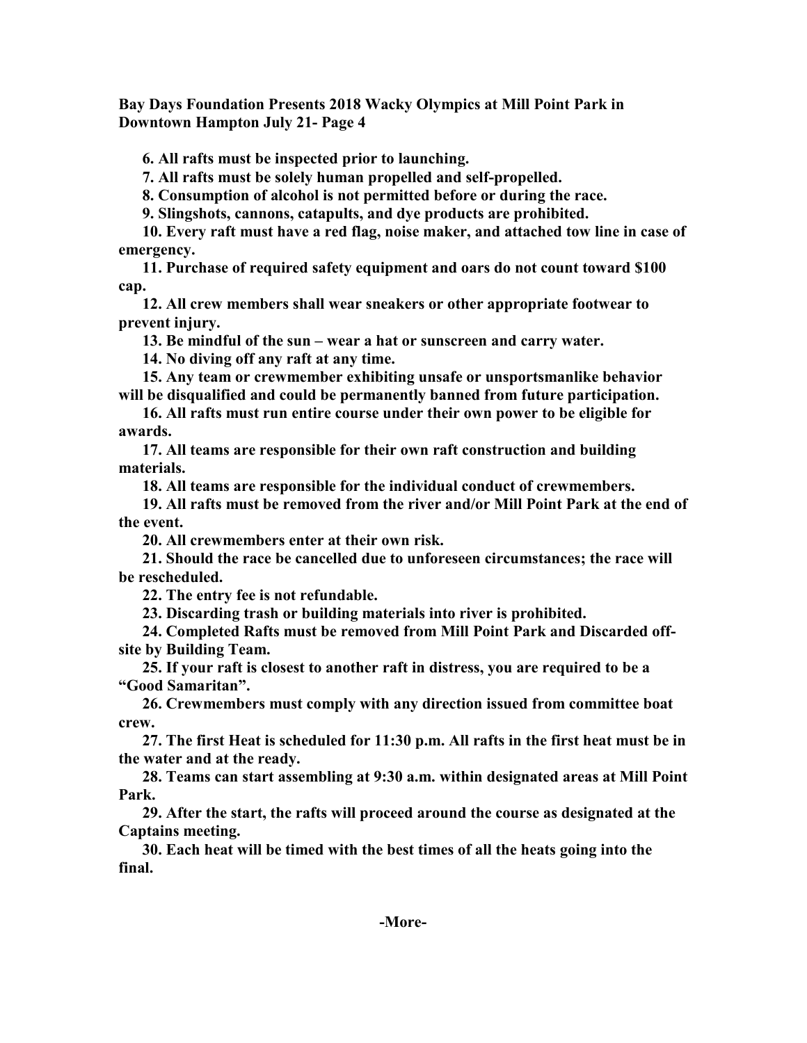**Bay Days Foundation Presents 2018 Wacky Olympics at Mill Point Park in Downtown Hampton July 21- Page 4**

6. **All rafts must be inspected prior to launching.**
7. **All rafts must be solely human propelled and self-propelled.**
8. **Consumption of alcohol is not permitted before or during the race.**
9. **Slingshots, cannons, catapults, and dye products are prohibited.**
10. **Every raft must have a red flag, noise maker, and attached tow line in case of emergency.**
11. **Purchase of required safety equipment and oars do not count toward $100 cap.**
12. **All crew members shall wear sneakers or other appropriate footwear to prevent injury.**
13. **Be mindful of the sun – wear a hat or sunscreen and carry water.**
14. **No diving off any raft at any time.**
15. **Any team or crewmember exhibiting unsafe or unsportsmanlike behavior will be disqualified and could be permanently banned from future participation.**
16. **All rafts must run entire course under their own power to be eligible for awards.**
17. **All teams are responsible for their own raft construction and building materials.**
18. **All teams are responsible for the individual conduct of crewmembers.**
19. **All rafts must be removed from the river and/or Mill Point Park at the end of the event.**
20. **All crewmembers enter at their own risk.**
21. **Should the race be cancelled due to unforeseen circumstances; the race will be rescheduled.**
22. **The entry fee is not refundable.**
23. **Discarding trash or building materials into river is prohibited.**
24. **Completed Rafts must be removed from Mill Point Park and Discarded off-site by Building Team.**
25. **If your raft is closest to another raft in distress, you are required to be a "Good Samaritan".**
26. **Crewmembers must comply with any direction issued from committee boat crew.**
27. **The first Heat is scheduled for 11:30 p.m. All rafts in the first heat must be in the water and at the ready.**
28. **Teams can start assembling at 9:30 a.m. within designated areas at Mill Point Park.**
29. **After the start, the rafts will proceed around the course as designated at the Captains meeting.**
30. **Each heat will be timed with the best times of all the heats going into the final.**

**-More-**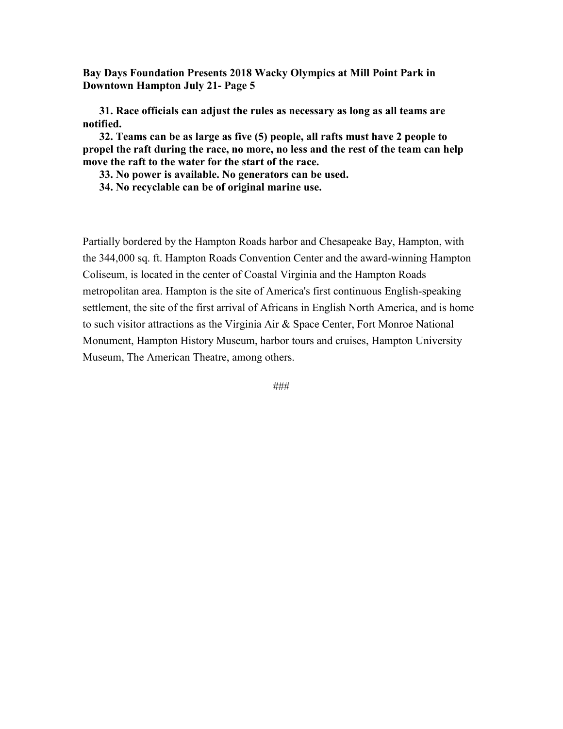31. **Race officials can adjust the rules as necessary as long as all teams are notified.**
32. **Teams can be as large as five (5) people, all rafts must have 2 people to propel the raft during the race, no more, no less and the rest of the team can help move the raft to the water for the start of the race.**
33. **No power is available. No generators can be used.**
34. **No recyclable can be of original marine use.**

Partially bordered by the Hampton Roads harbor and Chesapeake Bay, Hampton, with the 344,000 sq. ft. Hampton Roads Convention Center and the award-winning Hampton Coliseum, is located in the center of Coastal Virginia and the Hampton Roads metropolitan area. Hampton is the site of America's first continuous English-speaking settlement, the site of the first arrival of Africans in English North America, and is home to such visitor attractions as the Virginia Air & Space Center, Fort Monroe National Monument, Hampton History Museum, harbor tours and cruises, Hampton University Museum, The American Theatre, among others.

###